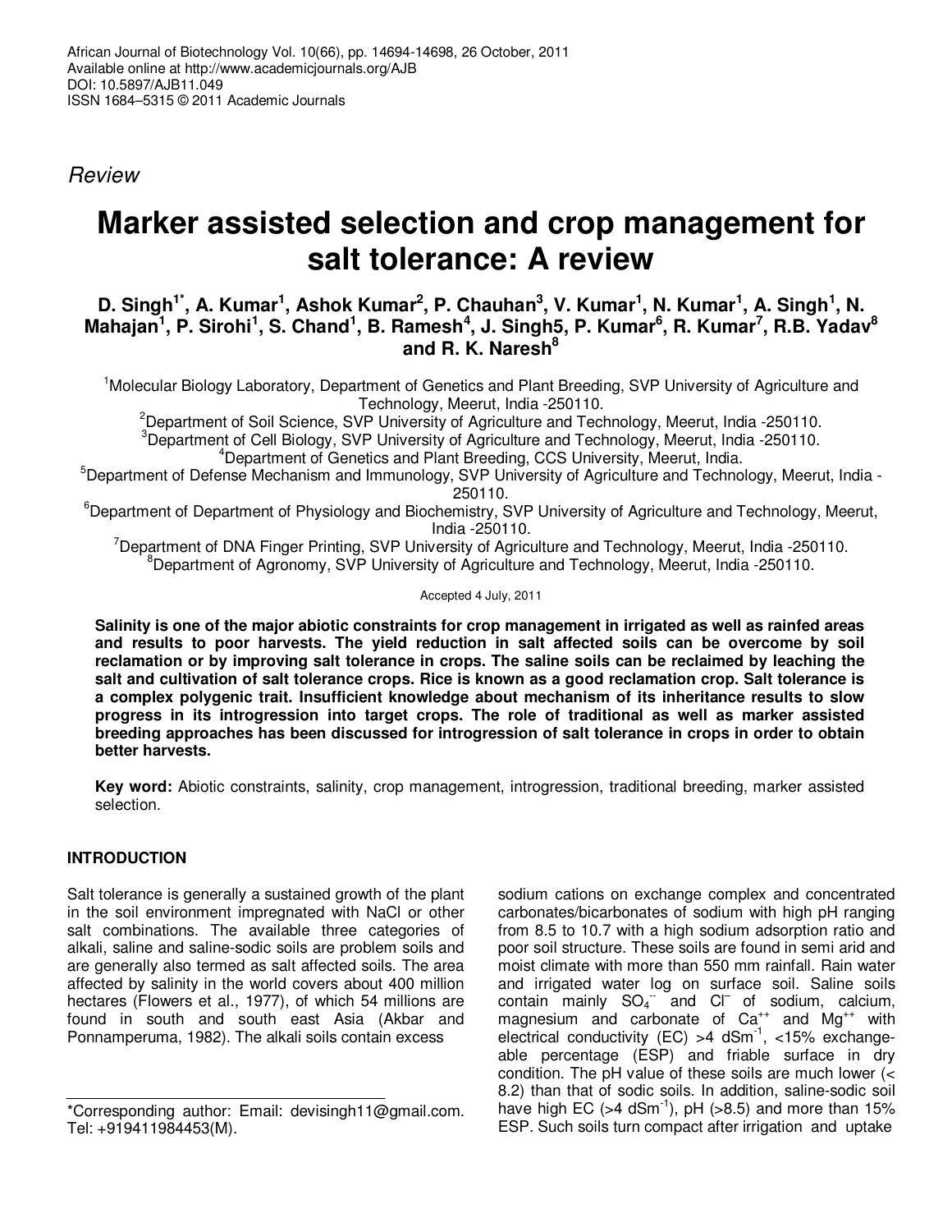*Review*

# Marker assisted selection and crop management for salt tolerance: A review

**D. Singh[1*], A. Kumar[1], Ashok Kumar[2], P. Chauhan[3], V. Kumar[1], N. Kumar[1], A. Singh[1], N. Mahajan[1], P. Sirohi[1], S. Chand[1], B. Ramesh[4], J. Singh5, P. Kumar[6], R. Kumar[7], R.B. Yadav[8] and R. K. Naresh[8]**

[1]Molecular Biology Laboratory, Department of Genetics and Plant Breeding, SVP University of Agriculture and Technology, Meerut, India -250110.
[2]Department of Soil Science, SVP University of Agriculture and Technology, Meerut, India -250110.
[3]Department of Cell Biology, SVP University of Agriculture and Technology, Meerut, India -250110.
[4]Department of Genetics and Plant Breeding, CCS University, Meerut, India.
[5]Department of Defense Mechanism and Immunology, SVP University of Agriculture and Technology, Meerut, India -250110.
[6]Department of Department of Physiology and Biochemistry, SVP University of Agriculture and Technology, Meerut, India -250110.
[7]Department of DNA Finger Printing, SVP University of Agriculture and Technology, Meerut, India -250110.
[8]Department of Agronomy, SVP University of Agriculture and Technology, Meerut, India -250110.

Accepted 4 July, 2011

**Salinity is one of the major abiotic constraints for crop management in irrigated as well as rainfed areas and results to poor harvests. The yield reduction in salt affected soils can be overcome by soil reclamation or by improving salt tolerance in crops. The saline soils can be reclaimed by leaching the salt and cultivation of salt tolerance crops. Rice is known as a good reclamation crop. Salt tolerance is a complex polygenic trait. Insufficient knowledge about mechanism of its inheritance results to slow progress in its introgression into target crops. The role of traditional as well as marker assisted breeding approaches has been discussed for introgression of salt tolerance in crops in order to obtain better harvests.**

**Key word:** Abiotic constraints, salinity, crop management, introgression, traditional breeding, marker assisted selection.

## INTRODUCTION

Salt tolerance is generally a sustained growth of the plant in the soil environment impregnated with NaCl or other salt combinations. The available three categories of alkali, saline and saline-sodic soils are problem soils and are generally also termed as salt affected soils. The area affected by salinity in the world covers about 400 million hectares (Flowers et al., 1977), of which 54 millions are found in south and south east Asia (Akbar and Ponnamperuma, 1982). The alkali soils contain excess sodium cations on exchange complex and concentrated carbonates/bicarbonates of sodium with high pH ranging from 8.5 to 10.7 with a high sodium adsorption ratio and poor soil structure. These soils are found in semi arid and moist climate with more than 550 mm rainfall. Rain water and irrigated water log on surface soil. Saline soils contain mainly $SO_4^{--}$ and $Cl^-$ of sodium, calcium, magnesium and carbonate of $Ca^{++}$ and $Mg^{++}$ with electrical conductivity (EC) >4 $dSm^{-1}$, <15% exchangeable percentage (ESP) and friable surface in dry condition. The pH value of these soils are much lower (< 8.2) than that of sodic soils. In addition, saline-sodic soil have high EC (>4 $dSm^{-1}$), pH (>8.5) and more than 15% ESP. Such soils turn compact after irrigation and uptake

*Corresponding author: Email: devisingh11@gmail.com. Tel: +919411984453(M).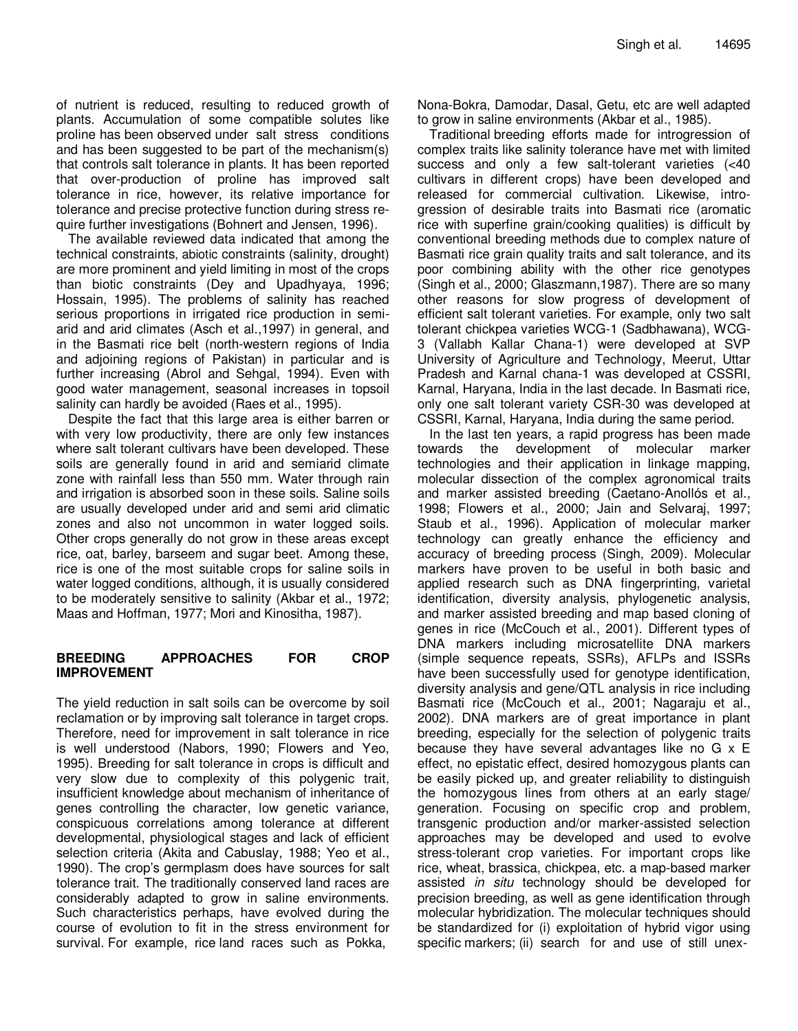of nutrient is reduced, resulting to reduced growth of plants. Accumulation of some compatible solutes like proline has been observed under salt stress conditions and has been suggested to be part of the mechanism(s) that controls salt tolerance in plants. It has been reported that over-production of proline has improved salt tolerance in rice, however, its relative importance for tolerance and precise protective function during stress require further investigations (Bohnert and Jensen, 1996).

The available reviewed data indicated that among the technical constraints, abiotic constraints (salinity, drought) are more prominent and yield limiting in most of the crops than biotic constraints (Dey and Upadhyaya, 1996; Hossain, 1995). The problems of salinity has reached serious proportions in irrigated rice production in semi-arid and arid climates (Asch et al.,1997) in general, and in the Basmati rice belt (north-western regions of India and adjoining regions of Pakistan) in particular and is further increasing (Abrol and Sehgal, 1994). Even with good water management, seasonal increases in topsoil salinity can hardly be avoided (Raes et al., 1995).

Despite the fact that this large area is either barren or with very low productivity, there are only few instances where salt tolerant cultivars have been developed. These soils are generally found in arid and semiarid climate zone with rainfall less than 550 mm. Water through rain and irrigation is absorbed soon in these soils. Saline soils are usually developed under arid and semi arid climatic zones and also not uncommon in water logged soils. Other crops generally do not grow in these areas except rice, oat, barley, barseem and sugar beet. Among these, rice is one of the most suitable crops for saline soils in water logged conditions, although, it is usually considered to be moderately sensitive to salinity (Akbar et al., 1972; Maas and Hoffman, 1977; Mori and Kinositha, 1987).

## BREEDING APPROACHES FOR CROP IMPROVEMENT

The yield reduction in salt soils can be overcome by soil reclamation or by improving salt tolerance in target crops. Therefore, need for improvement in salt tolerance in rice is well understood (Nabors, 1990; Flowers and Yeo, 1995). Breeding for salt tolerance in crops is difficult and very slow due to complexity of this polygenic trait, insufficient knowledge about mechanism of inheritance of genes controlling the character, low genetic variance, conspicuous correlations among tolerance at different developmental, physiological stages and lack of efficient selection criteria (Akita and Cabuslay, 1988; Yeo et al., 1990). The crop's germplasm does have sources for salt tolerance trait. The traditionally conserved land races are considerably adapted to grow in saline environments. Such characteristics perhaps, have evolved during the course of evolution to fit in the stress environment for survival. For example, rice land races such as Pokka, Nona-Bokra, Damodar, Dasal, Getu, etc are well adapted to grow in saline environments (Akbar et al., 1985).

Traditional breeding efforts made for introgression of complex traits like salinity tolerance have met with limited success and only a few salt-tolerant varieties (<40 cultivars in different crops) have been developed and released for commercial cultivation. Likewise, introgression of desirable traits into Basmati rice (aromatic rice with superfine grain/cooking qualities) is difficult by conventional breeding methods due to complex nature of Basmati rice grain quality traits and salt tolerance, and its poor combining ability with the other rice genotypes (Singh et al., 2000; Glaszmann,1987). There are so many other reasons for slow progress of development of efficient salt tolerant varieties. For example, only two salt tolerant chickpea varieties WCG-1 (Sadbhawana), WCG-3 (Vallabh Kallar Chana-1) were developed at SVP University of Agriculture and Technology, Meerut, Uttar Pradesh and Karnal chana-1 was developed at CSSRI, Karnal, Haryana, India in the last decade. In Basmati rice, only one salt tolerant variety CSR-30 was developed at CSSRI, Karnal, Haryana, India during the same period.

In the last ten years, a rapid progress has been made towards the development of molecular marker technologies and their application in linkage mapping, molecular dissection of the complex agronomical traits and marker assisted breeding (Caetano-Anollós et al., 1998; Flowers et al., 2000; Jain and Selvaraj, 1997; Staub et al., 1996). Application of molecular marker technology can greatly enhance the efficiency and accuracy of breeding process (Singh, 2009). Molecular markers have proven to be useful in both basic and applied research such as DNA fingerprinting, varietal identification, diversity analysis, phylogenetic analysis, and marker assisted breeding and map based cloning of genes in rice (McCouch et al., 2001). Different types of DNA markers including microsatellite DNA markers (simple sequence repeats, SSRs), AFLPs and ISSRs have been successfully used for genotype identification, diversity analysis and gene/QTL analysis in rice including Basmati rice (McCouch et al., 2001; Nagaraju et al., 2002). DNA markers are of great importance in plant breeding, especially for the selection of polygenic traits because they have several advantages like no G x E effect, no epistatic effect, desired homozygous plants can be easily picked up, and greater reliability to distinguish the homozygous lines from others at an early stage/ generation. Focusing on specific crop and problem, transgenic production and/or marker-assisted selection approaches may be developed and used to evolve stress-tolerant crop varieties. For important crops like rice, wheat, brassica, chickpea, etc. a map-based marker assisted *in situ* technology should be developed for precision breeding, as well as gene identification through molecular hybridization. The molecular techniques should be standardized for (i) exploitation of hybrid vigor using specific markers; (ii) search for and use of still unex-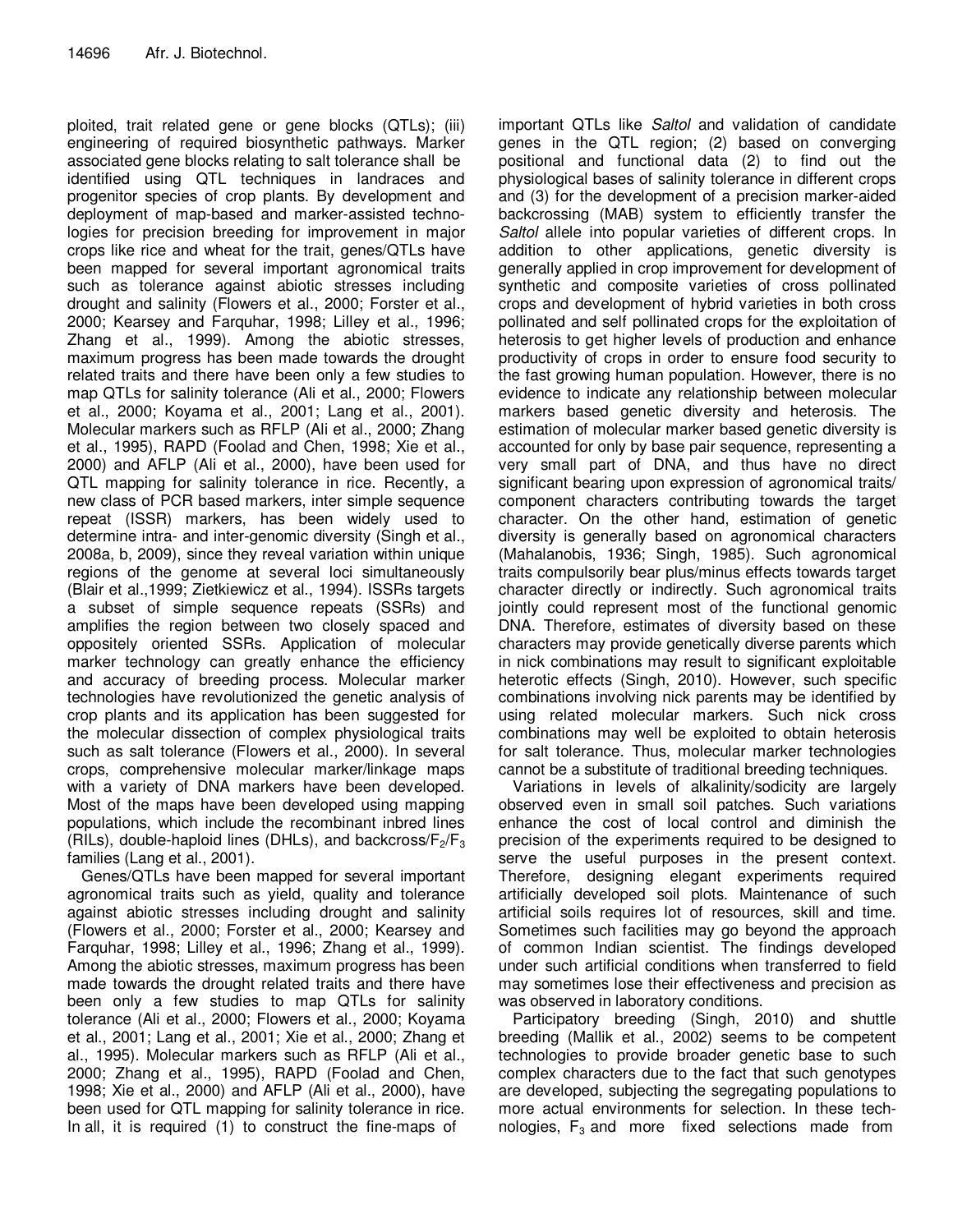ploited, trait related gene or gene blocks (QTLs); (iii) engineering of required biosynthetic pathways. Marker associated gene blocks relating to salt tolerance shall be identified using QTL techniques in landraces and progenitor species of crop plants. By development and deployment of map-based and marker-assisted technologies for precision breeding for improvement in major crops like rice and wheat for the trait, genes/QTLs have been mapped for several important agronomical traits such as tolerance against abiotic stresses including drought and salinity (Flowers et al., 2000; Forster et al., 2000; Kearsey and Farquhar, 1998; Lilley et al., 1996; Zhang et al., 1999). Among the abiotic stresses, maximum progress has been made towards the drought related traits and there have been only a few studies to map QTLs for salinity tolerance (Ali et al., 2000; Flowers et al., 2000; Koyama et al., 2001; Lang et al., 2001). Molecular markers such as RFLP (Ali et al., 2000; Zhang et al., 1995), RAPD (Foolad and Chen, 1998; Xie et al., 2000) and AFLP (Ali et al., 2000), have been used for QTL mapping for salinity tolerance in rice. Recently, a new class of PCR based markers, inter simple sequence repeat (ISSR) markers, has been widely used to determine intra- and inter-genomic diversity (Singh et al., 2008a, b, 2009), since they reveal variation within unique regions of the genome at several loci simultaneously (Blair et al.,1999; Zietkiewicz et al., 1994). ISSRs targets a subset of simple sequence repeats (SSRs) and amplifies the region between two closely spaced and oppositely oriented SSRs. Application of molecular marker technology can greatly enhance the efficiency and accuracy of breeding process. Molecular marker technologies have revolutionized the genetic analysis of crop plants and its application has been suggested for the molecular dissection of complex physiological traits such as salt tolerance (Flowers et al., 2000). In several crops, comprehensive molecular marker/linkage maps with a variety of DNA markers have been developed. Most of the maps have been developed using mapping populations, which include the recombinant inbred lines (RILs), double-haploid lines (DHLs), and backcross/$F_2$/$F_3$ families (Lang et al., 2001).

Genes/QTLs have been mapped for several important agronomical traits such as yield, quality and tolerance against abiotic stresses including drought and salinity (Flowers et al., 2000; Forster et al., 2000; Kearsey and Farquhar, 1998; Lilley et al., 1996; Zhang et al., 1999). Among the abiotic stresses, maximum progress has been made towards the drought related traits and there have been only a few studies to map QTLs for salinity tolerance (Ali et al., 2000; Flowers et al., 2000; Koyama et al., 2001; Lang et al., 2001; Xie et al., 2000; Zhang et al., 1995). Molecular markers such as RFLP (Ali et al., 2000; Zhang et al., 1995), RAPD (Foolad and Chen, 1998; Xie et al., 2000) and AFLP (Ali et al., 2000), have been used for QTL mapping for salinity tolerance in rice. In all, it is required (1) to construct the fine-maps of important QTLs like *Saltol* and validation of candidate genes in the QTL region; (2) based on converging positional and functional data (2) to find out the physiological bases of salinity tolerance in different crops and (3) for the development of a precision marker-aided backcrossing (MAB) system to efficiently transfer the *Saltol* allele into popular varieties of different crops. In addition to other applications, genetic diversity is generally applied in crop improvement for development of synthetic and composite varieties of cross pollinated crops and development of hybrid varieties in both cross pollinated and self pollinated crops for the exploitation of heterosis to get higher levels of production and enhance productivity of crops in order to ensure food security to the fast growing human population. However, there is no evidence to indicate any relationship between molecular markers based genetic diversity and heterosis. The estimation of molecular marker based genetic diversity is accounted for only by base pair sequence, representing a very small part of DNA, and thus have no direct significant bearing upon expression of agronomical traits/ component characters contributing towards the target character. On the other hand, estimation of genetic diversity is generally based on agronomical characters (Mahalanobis, 1936; Singh, 1985). Such agronomical traits compulsorily bear plus/minus effects towards target character directly or indirectly. Such agronomical traits jointly could represent most of the functional genomic DNA. Therefore, estimates of diversity based on these characters may provide genetically diverse parents which in nick combinations may result to significant exploitable heterotic effects (Singh, 2010). However, such specific combinations involving nick parents may be identified by using related molecular markers. Such nick cross combinations may well be exploited to obtain heterosis for salt tolerance. Thus, molecular marker technologies cannot be a substitute of traditional breeding techniques.

Variations in levels of alkalinity/sodicity are largely observed even in small soil patches. Such variations enhance the cost of local control and diminish the precision of the experiments required to be designed to serve the useful purposes in the present context. Therefore, designing elegant experiments required artificially developed soil plots. Maintenance of such artificial soils requires lot of resources, skill and time. Sometimes such facilities may go beyond the approach of common Indian scientist. The findings developed under such artificial conditions when transferred to field may sometimes lose their effectiveness and precision as was observed in laboratory conditions.

Participatory breeding (Singh, 2010) and shuttle breeding (Mallik et al., 2002) seems to be competent technologies to provide broader genetic base to such complex characters due to the fact that such genotypes are developed, subjecting the segregating populations to more actual environments for selection. In these technologies, $F_3$ and more fixed selections made from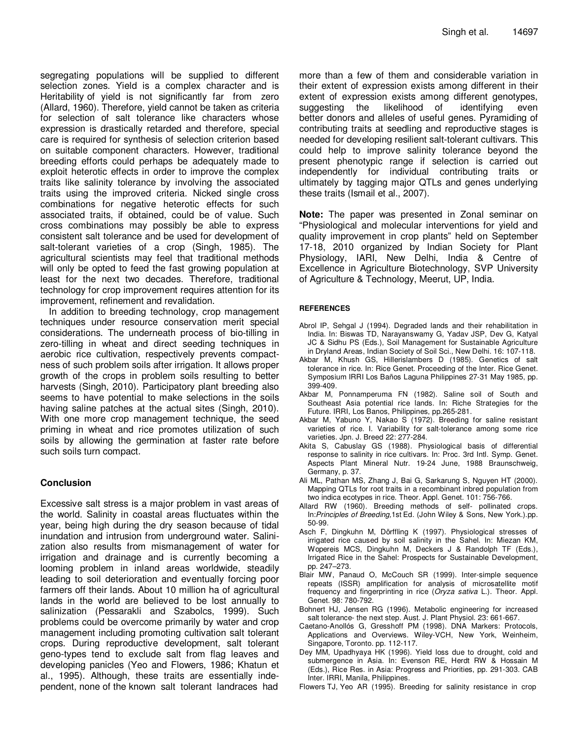segregating populations will be supplied to different selection zones. Yield is a complex character and is Heritability of yield is not significantly far from zero (Allard, 1960). Therefore, yield cannot be taken as criteria for selection of salt tolerance like characters whose expression is drastically retarded and therefore, special care is required for synthesis of selection criterion based on suitable component characters. However, traditional breeding efforts could perhaps be adequately made to exploit heterotic effects in order to improve the complex traits like salinity tolerance by involving the associated traits using the improved criteria. Nicked single cross combinations for negative heterotic effects for such associated traits, if obtained, could be of value. Such cross combinations may possibly be able to express consistent salt tolerance and be used for development of salt-tolerant varieties of a crop (Singh, 1985). The agricultural scientists may feel that traditional methods will only be opted to feed the fast growing population at least for the next two decades. Therefore, traditional technology for crop improvement requires attention for its improvement, refinement and revalidation.

In addition to breeding technology, crop management techniques under resource conservation merit special considerations. The underneath process of bio-tilling in zero-tilling in wheat and direct seeding techniques in aerobic rice cultivation, respectively prevents compactness of such problem soils after irrigation. It allows proper growth of the crops in problem soils resulting to better harvests (Singh, 2010). Participatory plant breeding also seems to have potential to make selections in the soils having saline patches at the actual sites (Singh, 2010). With one more crop management technique, the seed priming in wheat and rice promotes utilization of such soils by allowing the germination at faster rate before such soils turn compact.

## Conclusion

Excessive salt stress is a major problem in vast areas of the world. Salinity in coastal areas fluctuates within the year, being high during the dry season because of tidal inundation and intrusion from underground water. Salinization also results from mismanagement of water for irrigation and drainage and is currently becoming a looming problem in inland areas worldwide, steadily leading to soil deterioration and eventually forcing poor farmers off their lands. About 10 million ha of agricultural lands in the world are believed to be lost annually to salinization (Pessarakli and Szabolcs, 1999). Such problems could be overcome primarily by water and crop management including promoting cultivation salt tolerant crops. During reproductive development, salt tolerant geno-types tend to exclude salt from flag leaves and developing panicles (Yeo and Flowers, 1986; Khatun et al., 1995). Although, these traits are essentially independent, none of the known salt tolerant landraces had more than a few of them and considerable variation in their extent of expression exists among different in their extent of expression exists among different genotypes, suggesting the likelihood of identifying even better donors and alleles of useful genes. Pyramiding of contributing traits at seedling and reproductive stages is needed for developing resilient salt-tolerant cultivars. This could help to improve salinity tolerance beyond the present phenotypic range if selection is carried out independently for individual contributing traits or ultimately by tagging major QTLs and genes underlying these traits (Ismail et al., 2007).

**Note:** The paper was presented in Zonal seminar on "Physiological and molecular interventions for yield and quality improvement in crop plants" held on September 17-18, 2010 organized by Indian Society for Plant Physiology, IARI, New Delhi, India & Centre of Excellence in Agriculture Biotechnology, SVP University of Agriculture & Technology, Meerut, UP, India.

## REFERENCES

Abrol IP, Sehgal J (1994). Degraded lands and their rehabilitation in India. In: Biswas TD, Narayanswamy G, Yadav JSP, Dev G, Katyal JC & Sidhu PS (Eds.), Soil Management for Sustainable Agriculture in Dryland Areas, Indian Society of Soil Sci., New Delhi. 16: 107-118.

Akbar M, Khush GS, Hillerislambers D (1985). Genetics of salt tolerance in rice. In: Rice Genet. Proceeding of the Inter. Rice Genet. Symposium IRRI Los Baños Laguna Philippines 27-31 May 1985, pp. 399-409.

Akbar M, Ponnamperuma FN (1982). Saline soil of South and Southeast Asia potential rice lands. In: Riche Strategies for the Future. IRRI, Los Banos, Philippines, pp.265-281.

Akbar M, Yabuno Y, Nakao S (1972). Breeding for saline resistant varieties of rice. I. Variability for salt-tolerance among some rice varieties. Jpn. J. Breed 22: 277-284.

Akita S, Cabuslay GS (1988). Physiological basis of differential response to salinity in rice cultivars. In: Proc. 3rd Intl. Symp. Genet. Aspects Plant Mineral Nutr. 19-24 June, 1988 Braunschweig, Germany, p. 37.

Ali ML, Pathan MS, Zhang J, Bai G, Sarkarung S, Nguyen HT (2000). Mapping QTLs for root traits in a recombinant inbred population from two indica ecotypes in rice. Theor. Appl. Genet. 101: 756-766.

Allard RW (1960). Breeding methods of self- pollinated crops. In:*Principles of Breeding,*1st Ed. (John Wiley & Sons, New York.).pp. 50-99.

Asch F, Dingkuhn M, Dörffling K (1997). Physiological stresses of irrigated rice caused by soil salinity in the Sahel. In: Miezan KM, Wopereis MCS, Dingkuhn M, Deckers J & Randolph TF (Eds.), Irrigated Rice in the Sahel: Prospects for Sustainable Development, pp. 247–273.

Blair MW, Panaud O, McCouch SR (1999). Inter-simple sequence repeats (ISSR) amplification for analysis of microsatellite motif frequency and fingerprinting in rice (*Oryza sativa* L.). Theor. Appl. Genet. 98: 780-792.

Bohnert HJ, Jensen RG (1996). Metabolic engineering for increased salt tolerance- the next step. Aust. J. Plant Physiol. 23: 661-667.

Caetano-Anollós G, Gresshoff PM (1998). DNA Markers: Protocols, Applications and Overviews. Wiley-VCH, New York, Weinheim, Singapore, Toronto. pp. 112-117.

Dey MM, Upadhyaya HK (1996). Yield loss due to drought, cold and submergence in Asia. In: Evenson RE, Herdt RW & Hossain M (Eds.), Rice Res. in Asia: Progress and Priorities, pp. 291-303. CAB Inter. IRRI, Manila, Philippines.

Flowers TJ, Yeo AR (1995). Breeding for salinity resistance in crop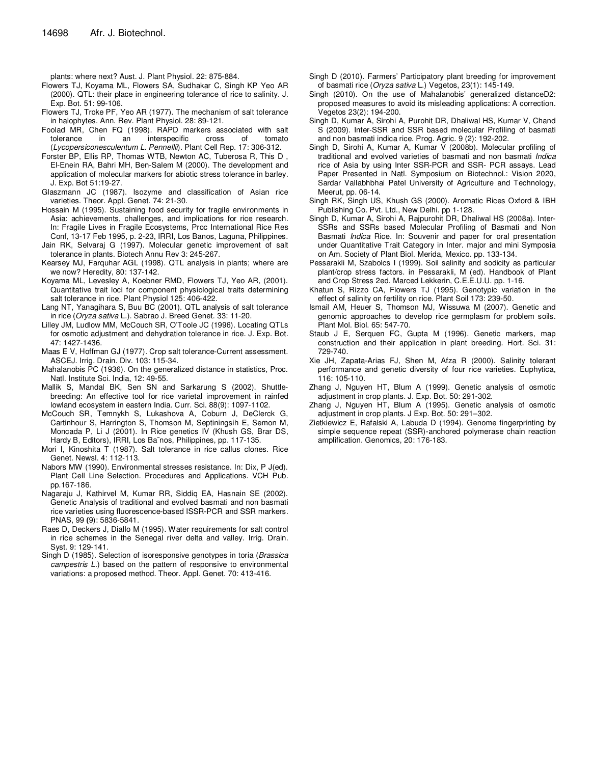plants: where next? Aust. J. Plant Physiol. 22: 875-884.

Flowers TJ, Koyama ML, Flowers SA, Sudhakar C, Singh KP Yeo AR (2000). QTL: their place in engineering tolerance of rice to salinity. J. Exp. Bot. 51: 99-106.

Flowers TJ, Troke PF, Yeo AR (1977). The mechanism of salt tolerance in halophytes. Ann. Rev. Plant Physiol. 28: 89-121.

Foolad MR, Chen FQ (1998). RAPD markers associated with salt tolerance in an interspecific cross of tomato (*Lycopersiconesculentum L. Pennellii*). Plant Cell Rep. 17: 306-312.

Forster BP, Ellis RP, Thomas WTB, Newton AC, Tuberosa R, This D , El-Enein RA, Bahri MH, Ben-Salem M (2000). The development and application of molecular markers for abiotic stress tolerance in barley. J. Exp. Bot 51:19-27.

Glaszmann JC (1987). Isozyme and classification of Asian rice varieties. Theor. Appl. Genet. 74: 21-30.

Hossain M (1995). Sustaining food security for fragile environments in Asia: achievements, challenges, and implications for rice research. In: Fragile Lives in Fragile Ecosystems, Proc International Rice Res Conf, 13-17 Feb 1995, p. 2-23, IRRI, Los Banos, Laguna, Philippines.

Jain RK, Selvaraj G (1997). Molecular genetic improvement of salt tolerance in plants. Biotech Annu Rev 3: 245-267.

Kearsey MJ, Farquhar AGL (1998). QTL analysis in plants; where are we now? Heredity, 80: 137-142.

Koyama ML, Levesley A, Koebner RMD, Flowers TJ, Yeo AR, (2001). Quantitative trait loci for component physiological traits determining salt tolerance in rice. Plant Physiol 125: 406-422.

Lang NT, Yanagihara S, Buu BC (2001). QTL analysis of salt tolerance in rice (*Oryza sativa* L.). Sabrao J. Breed Genet. 33: 11-20.

Lilley JM, Ludlow MM, McCouch SR, O'Toole JC (1996). Locating QTLs for osmotic adjustment and dehydration tolerance in rice. J. Exp. Bot. 47: 1427-1436.

Maas E V, Hoffman GJ (1977). Crop salt tolerance-Current assessment. ASCEJ. Irrig. Drain. Div. 103: 115-34.

Mahalanobis PC (1936). On the generalized distance in statistics, Proc. Natl. Institute Sci. India, 12: 49-55.

Mallik S, Mandal BK, Sen SN and Sarkarung S (2002). Shuttle-breeding: An effective tool for rice varietal improvement in rainfed lowland ecosystem in eastern India. Curr. Sci. 88(9): 1097-1102.

McCouch SR, Temnykh S, Lukashova A, Coburn J, DeClerck G, Cartinhour S, Harrington S, Thomson M, Septiningsih E, Semon M, Moncada P, Li J (2001). In Rice genetics IV (Khush GS, Brar DS, Hardy B, Editors), IRRI, Los Ba˜nos, Philippines, pp. 117-135.

Mori I, Kinoshita T (1987). Salt tolerance in rice callus clones. Rice Genet. Newsl. 4: 112-113.

Nabors MW (1990). Environmental stresses resistance. In: Dix, P J(ed). Plant Cell Line Selection. Procedures and Applications. VCH Pub. pp.167-186.

Nagaraju J, Kathirvel M, Kumar RR, Siddiq EA, Hasnain SE (2002). Genetic Analysis of traditional and evolved basmati and non basmati rice varieties using fluorescence-based ISSR-PCR and SSR markers. PNAS, 99 (9): 5836-5841.

Raes D, Deckers J, Diallo M (1995). Water requirements for salt control in rice schemes in the Senegal river delta and valley. Irrig. Drain. Syst. 9: 129-141.

Singh D (1985). Selection of isoresponsive genotypes in toria (*Brassica campestris L.*) based on the pattern of responsive to environmental variations: a proposed method. Theor. Appl. Genet. 70: 413-416.

Singh D (2010). Farmers' Participatory plant breeding for improvement of basmati rice (*Oryza sativa* L.) Vegetos, 23(1): 145-149.

Singh (2010). On the use of Mahalanobis' generalized distanceD2: proposed measures to avoid its misleading applications: A correction. Vegetos 23(2): 194-200.

Singh D, Kumar A, Sirohi A, Purohit DR, Dhaliwal HS, Kumar V, Chand S (2009). Inter-SSR and SSR based molecular Profiling of basmati and non basmati indica rice. Prog. Agric. 9 (2): 192-202.

Singh D, Sirohi A, Kumar A, Kumar V (2008b). Molecular profiling of traditional and evolved varieties of basmati and non basmati *Indica* rice of Asia by using Inter SSR-PCR and SSR- PCR assays. Lead Paper Presented in Natl. Symposium on Biotechnol.: Vision 2020, Sardar Vallabhbhai Patel University of Agriculture and Technology, Meerut, pp. 06-14.

Singh RK, Singh US, Khush GS (2000). Aromatic Rices Oxford & IBH Publishing Co. Pvt. Ltd., New Delhi. pp 1-128.

Singh D, Kumar A, Sirohi A, Rajpurohit DR, Dhaliwal HS (2008a). Inter-SSRs and SSRs based Molecular Profiling of Basmati and Non Basmati *Indica* Rice. In: Souvenir and paper for oral presentation under Quantitative Trait Category in Inter. major and mini Symposia on Am. Society of Plant Biol. Merida, Mexico. pp. 133-134.

Pessarakli M, Szabolcs I (1999). Soil salinity and sodicity as particular plant/crop stress factors. in Pessarakli, M (ed). Handbook of Plant and Crop Stress 2ed. Marced Lekkerin, C.E.E.U.U. pp. 1-16.

Khatun S, Rizzo CA, Flowers TJ (1995). Genotypic variation in the effect of salinity on fertility on rice. Plant Soil 173: 239-50.

Ismail AM, Heuer S, Thomson MJ, Wissuwa M (2007). Genetic and genomic approaches to develop rice germplasm for problem soils. Plant Mol. Biol. 65: 547-70.

Staub J E, Serquen FC, Gupta M (1996). Genetic markers, map construction and their application in plant breeding. Hort. Sci. 31: 729-740.

Xie JH, Zapata-Arias FJ, Shen M, Afza R (2000). Salinity tolerant performance and genetic diversity of four rice varieties. Euphytica, 116: 105-110.

Zhang J, Nguyen HT, Blum A (1999). Genetic analysis of osmotic adjustment in crop plants. J. Exp. Bot. 50: 291-302.

Zhang J, Nguyen HT, Blum A (1995). Genetic analysis of osmotic adjustment in crop plants. J Exp. Bot. 50: 291–302.

Zietkiewicz E, Rafalski A, Labuda D (1994). Genome fingerprinting by simple sequence repeat (SSR)-anchored polymerase chain reaction amplification. Genomics, 20: 176-183.